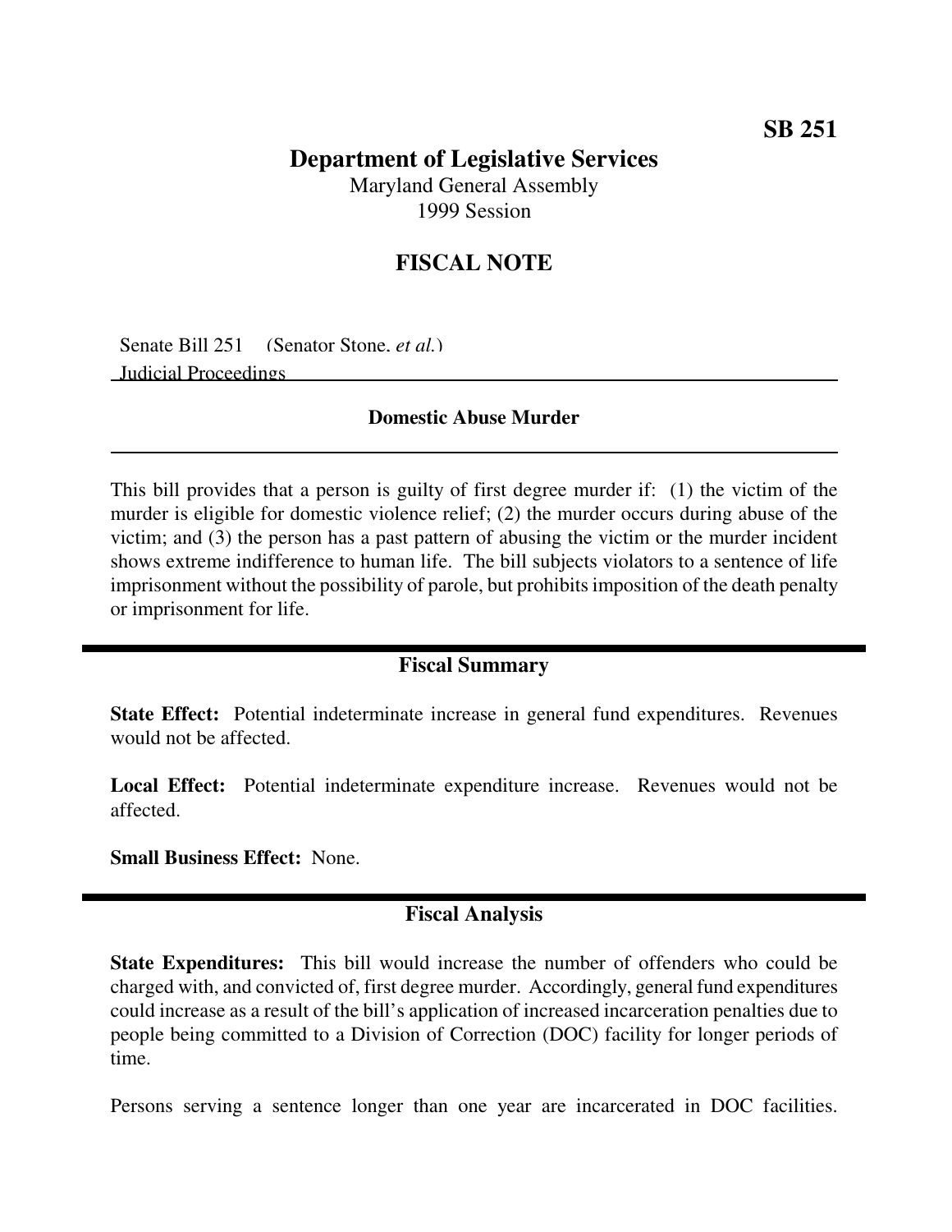**SB 251**

# Department of Legislative Services

Maryland General Assembly
1999 Session

## FISCAL NOTE

Senate Bill 251 (Senator Stone, *et al.*)
Judicial Proceedings

### Domestic Abuse Murder

This bill provides that a person is guilty of first degree murder if: (1) the victim of the murder is eligible for domestic violence relief; (2) the murder occurs during abuse of the victim; and (3) the person has a past pattern of abusing the victim or the murder incident shows extreme indifference to human life. The bill subjects violators to a sentence of life imprisonment without the possibility of parole, but prohibits imposition of the death penalty or imprisonment for life.

## Fiscal Summary

**State Effect:** Potential indeterminate increase in general fund expenditures. Revenues would not be affected.

**Local Effect:** Potential indeterminate expenditure increase. Revenues would not be affected.

**Small Business Effect:** None.

## Fiscal Analysis

**State Expenditures:** This bill would increase the number of offenders who could be charged with, and convicted of, first degree murder. Accordingly, general fund expenditures could increase as a result of the bill's application of increased incarceration penalties due to people being committed to a Division of Correction (DOC) facility for longer periods of time.

Persons serving a sentence longer than one year are incarcerated in DOC facilities.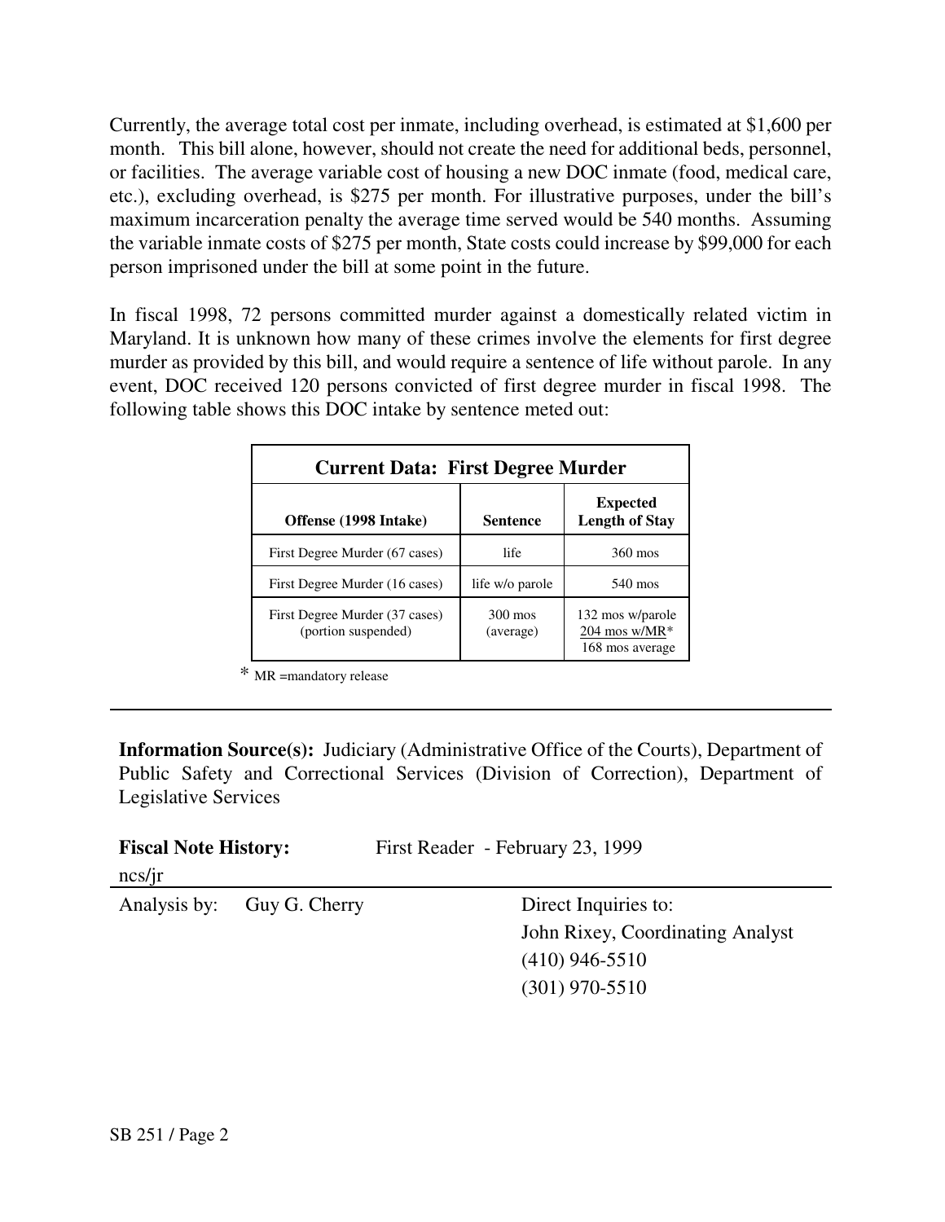Currently, the average total cost per inmate, including overhead, is estimated at $1,600 per month. This bill alone, however, should not create the need for additional beds, personnel, or facilities. The average variable cost of housing a new DOC inmate (food, medical care, etc.), excluding overhead, is $275 per month. For illustrative purposes, under the bill's maximum incarceration penalty the average time served would be 540 months. Assuming the variable inmate costs of $275 per month, State costs could increase by $99,000 for each person imprisoned under the bill at some point in the future.

In fiscal 1998, 72 persons committed murder against a domestically related victim in Maryland. It is unknown how many of these crimes involve the elements for first degree murder as provided by this bill, and would require a sentence of life without parole. In any event, DOC received 120 persons convicted of first degree murder in fiscal 1998. The following table shows this DOC intake by sentence meted out:

**Current Data: First Degree Murder**

| Offense (1998 Intake) | Sentence | Expected Length of Stay |
|---|---|---|
| First Degree Murder (67 cases) | life | 360 mos |
| First Degree Murder (16 cases) | life w/o parole | 540 mos |
| First Degree Murder (37 cases) (portion suspended) | 300 mos (average) | 132 mos w/parole<br>204 mos w/MR*<br>168 mos average |

\* MR =mandatory release

---

**Information Source(s):** Judiciary (Administrative Office of the Courts), Department of Public Safety and Correctional Services (Division of Correction), Department of Legislative Services

**Fiscal Note History:** First Reader - February 23, 1999

ncs/jr

Analysis by: Guy G. Cherry

Direct Inquiries to:
John Rixey, Coordinating Analyst
(410) 946-5510
(301) 970-5510